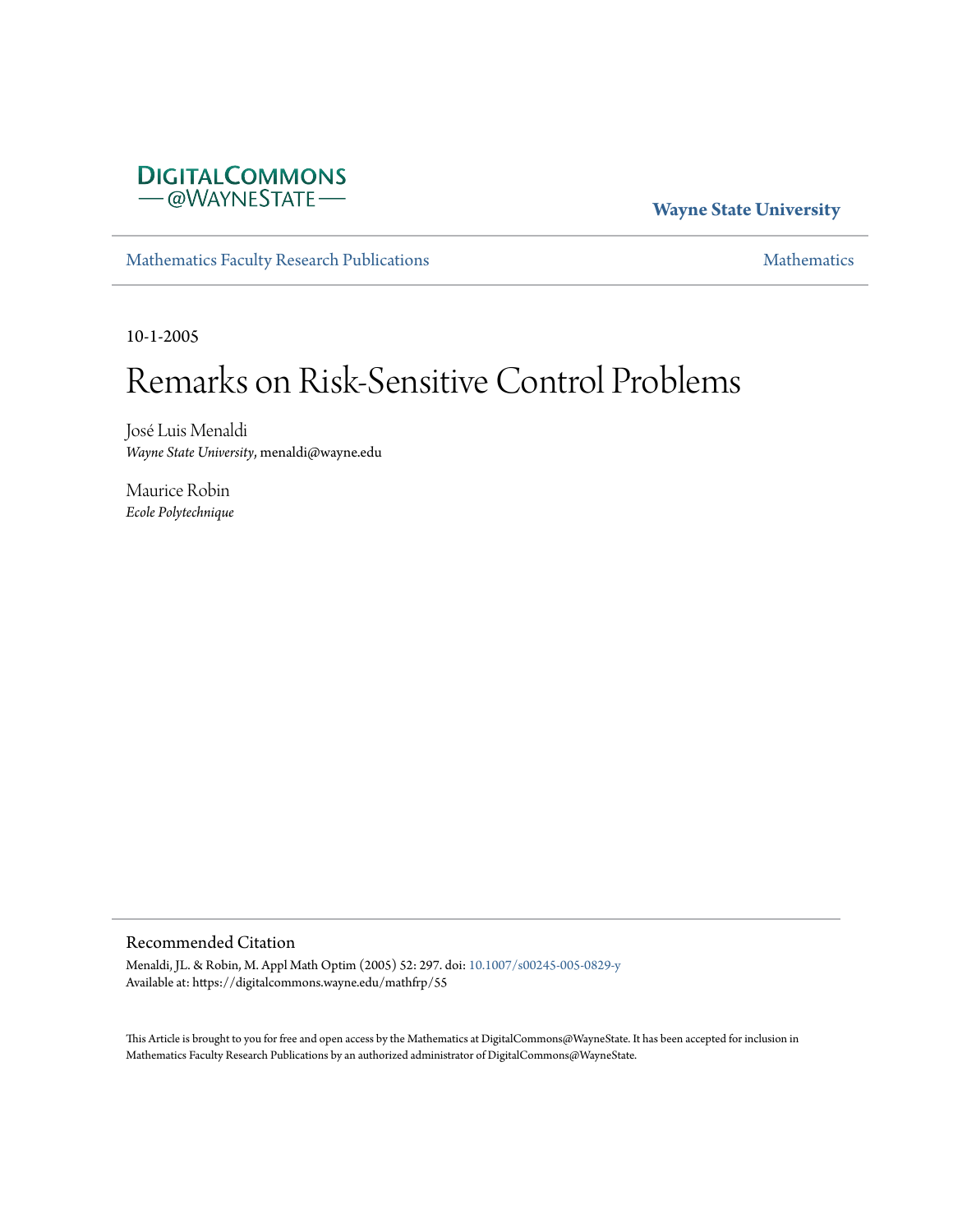DigitalCommons@WayneState

**Wayne State University**

Mathematics Faculty Research Publications

Mathematics

10-1-2005

# Remarks on Risk-Sensitive Control Problems

José Luis Menaldi
*Wayne State University*, menaldi@wayne.edu

Maurice Robin
*Ecole Polytechnique*

## Recommended Citation

Menaldi, JL. & Robin, M. Appl Math Optim (2005) 52: 297. doi: 10.1007/s00245-005-0829-y
Available at: https://digitalcommons.wayne.edu/mathfrp/55

This Article is brought to you for free and open access by the Mathematics at DigitalCommons@WayneState. It has been accepted for inclusion in Mathematics Faculty Research Publications by an authorized administrator of DigitalCommons@WayneState.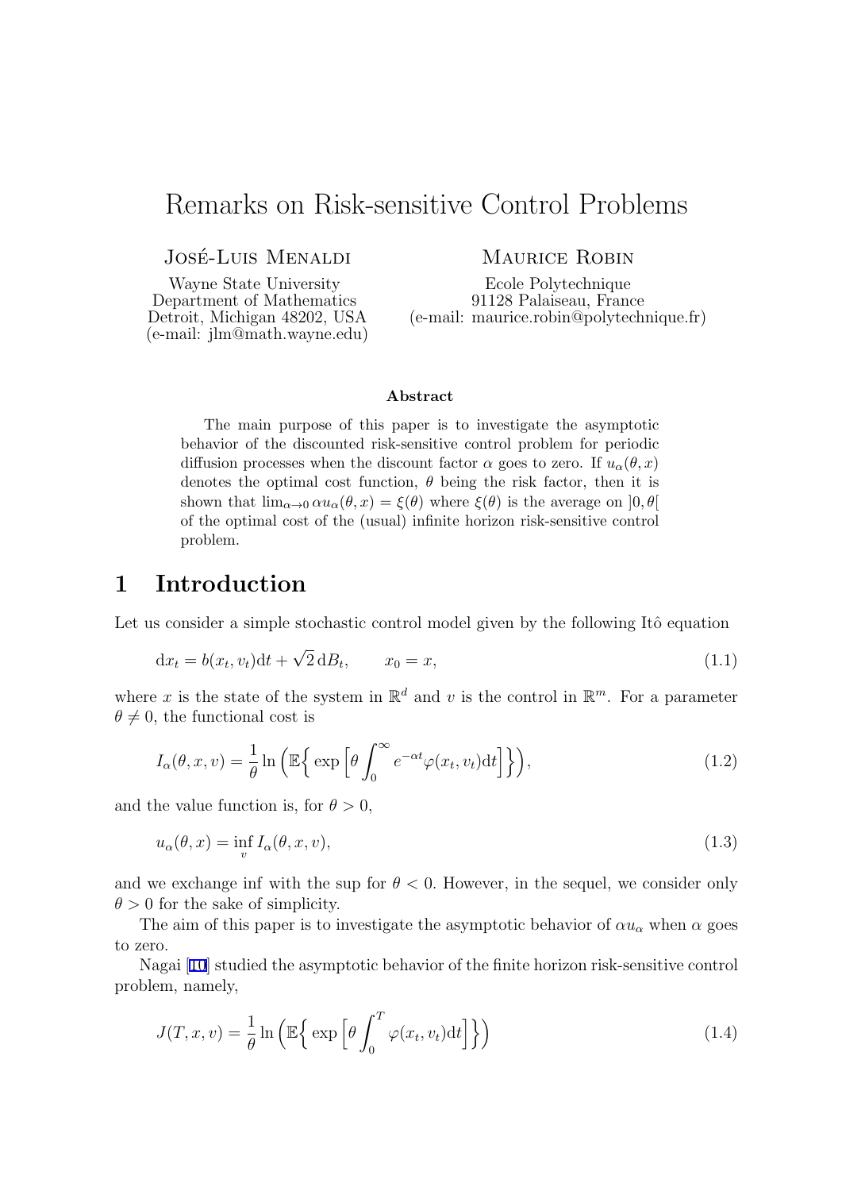# Remarks on Risk-sensitive Control Problems

**José-Luis Menaldi**
Wayne State University
Department of Mathematics
Detroit, Michigan 48202, USA
(e-mail: jlm@math.wayne.edu)

**Maurice Robin**
Ecole Polytechnique
91128 Palaiseau, France
(e-mail: maurice.robin@polytechnique.fr)

### Abstract

The main purpose of this paper is to investigate the asymptotic behavior of the discounted risk-sensitive control problem for periodic diffusion processes when the discount factor $\alpha$ goes to zero. If $u_\alpha(\theta, x)$ denotes the optimal cost function, $\theta$ being the risk factor, then it is shown that $\lim_{\alpha \to 0} \alpha u_\alpha(\theta, x) = \xi(\theta)$ where $\xi(\theta)$ is the average on $]0, \theta[$ of the optimal cost of the (usual) infinite horizon risk-sensitive control problem.

## 1 Introduction

Let us consider a simple stochastic control model given by the following Itô equation

$$
\mathrm{d}x_t = b(x_t, v_t)\mathrm{d}t + \sqrt{2}\,\mathrm{d}B_t, \qquad x_0 = x, \tag{1.1}
$$

where $x$ is the state of the system in $\mathbb{R}^d$ and $v$ is the control in $\mathbb{R}^m$. For a parameter $\theta \neq 0$, the functional cost is

$$
I_\alpha(\theta, x, v) = \frac{1}{\theta} \ln \Big( \mathbb{E}\Big\{ \exp \Big[ \theta \int_0^\infty e^{-\alpha t} \varphi(x_t, v_t) \mathrm{d}t \Big] \Big\} \Big), \tag{1.2}
$$

and the value function is, for $\theta > 0$,

$$
u_\alpha(\theta, x) = \inf_v I_\alpha(\theta, x, v), \tag{1.3}
$$

and we exchange inf with the sup for $\theta < 0$. However, in the sequel, we consider only $\theta > 0$ for the sake of simplicity.

The aim of this paper is to investigate the asymptotic behavior of $\alpha u_\alpha$ when $\alpha$ goes to zero.

Nagai [10] studied the asymptotic behavior of the finite horizon risk-sensitive control problem, namely,

$$
J(T, x, v) = \frac{1}{\theta} \ln \Big( \mathbb{E}\Big\{ \exp \Big[ \theta \int_0^T \varphi(x_t, v_t) \mathrm{d}t \Big] \Big\} \Big) \tag{1.4}
$$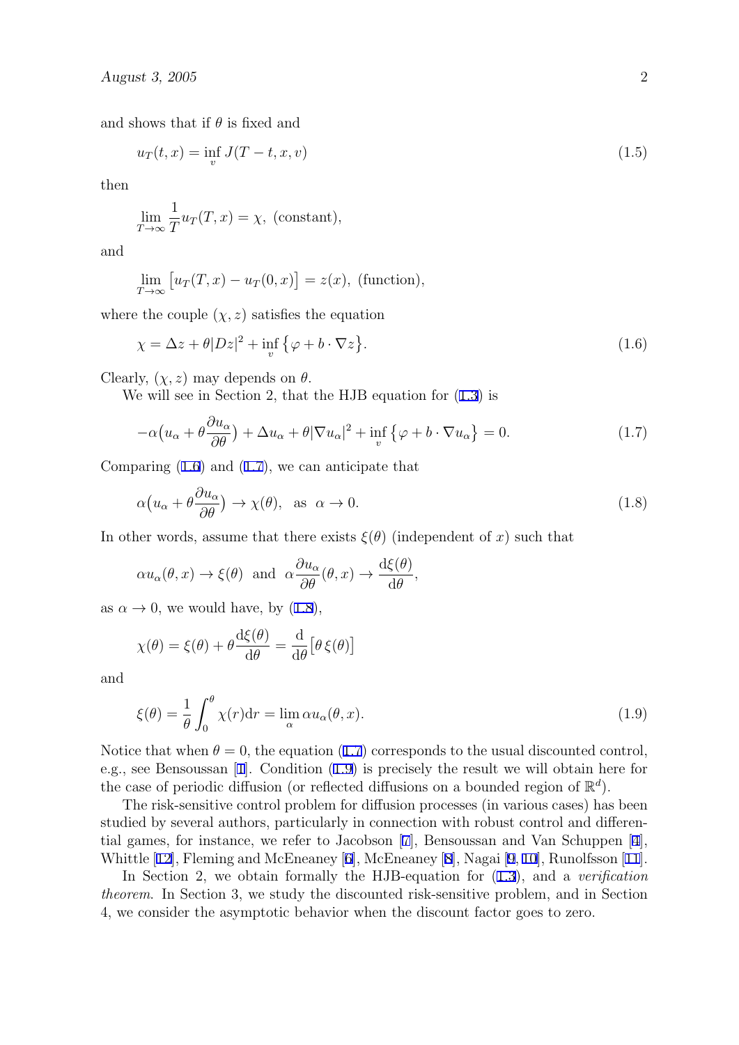and shows that if $\theta$ is fixed and

$$u_T(t,x) = \inf_v J(T-t,x,v) \tag{1.5}$$

then

$$\lim_{T\to\infty} \frac{1}{T} u_T(T,x) = \chi, \text{ (constant)},$$

and

$$\lim_{T\to\infty} \big[u_T(T,x) - u_T(0,x)\big] = z(x), \text{ (function)},$$

where the couple $(\chi, z)$ satisfies the equation

$$\chi = \Delta z + \theta |Dz|^2 + \inf_v \big\{\varphi + b\cdot\nabla z\big\}. \tag{1.6}$$

Clearly, $(\chi, z)$ may depends on $\theta$.

We will see in Section 2, that the HJB equation for (1.3) is

$$-\alpha\big(u_\alpha + \theta\frac{\partial u_\alpha}{\partial\theta}\big) + \Delta u_\alpha + \theta|\nabla u_\alpha|^2 + \inf_v \big\{\varphi + b\cdot\nabla u_\alpha\big\} = 0. \tag{1.7}$$

Comparing (1.6) and (1.7), we can anticipate that

$$\alpha\big(u_\alpha + \theta\frac{\partial u_\alpha}{\partial\theta}\big) \to \chi(\theta), \text{ as } \alpha\to 0. \tag{1.8}$$

In other words, assume that there exists $\xi(\theta)$ (independent of $x$) such that

$$\alpha u_\alpha(\theta,x) \to \xi(\theta) \text{ and } \alpha\frac{\partial u_\alpha}{\partial\theta}(\theta,x) \to \frac{\mathrm{d}\xi(\theta)}{\mathrm{d}\theta},$$

as $\alpha\to 0$, we would have, by (1.8),

$$\chi(\theta) = \xi(\theta) + \theta\frac{\mathrm{d}\xi(\theta)}{\mathrm{d}\theta} = \frac{\mathrm{d}}{\mathrm{d}\theta}\big[\theta\,\xi(\theta)\big]$$

and

$$\xi(\theta) = \frac{1}{\theta}\int_0^\theta \chi(r)\mathrm{d}r = \lim_\alpha \alpha u_\alpha(\theta,x). \tag{1.9}$$

Notice that when $\theta = 0$, the equation (1.7) corresponds to the usual discounted control, e.g., see Bensoussan [1]. Condition (1.9) is precisely the result we will obtain here for the case of periodic diffusion (or reflected diffusions on a bounded region of $\mathbb{R}^d$).

The risk-sensitive control problem for diffusion processes (in various cases) has been studied by several authors, particularly in connection with robust control and differential games, for instance, we refer to Jacobson [7], Bensoussan and Van Schuppen [4], Whittle [12], Fleming and McEneaney [6], McEneaney [8], Nagai [9, 10], Runolfsson [11].

In Section 2, we obtain formally the HJB-equation for (1.3), and a *verification theorem*. In Section 3, we study the discounted risk-sensitive problem, and in Section 4, we consider the asymptotic behavior when the discount factor goes to zero.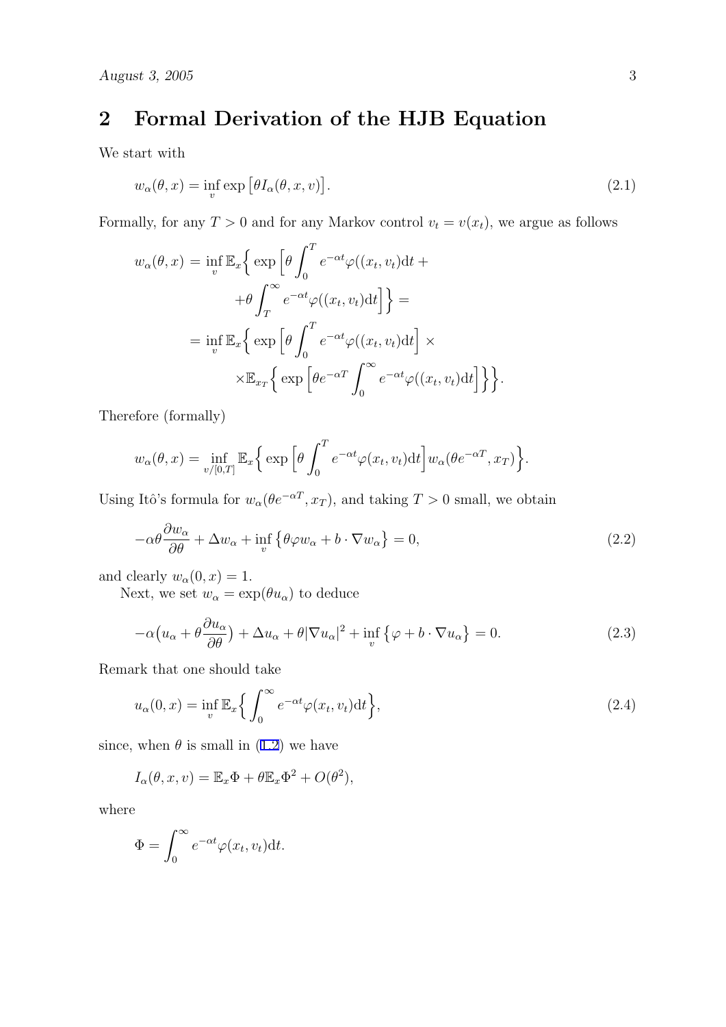## 2 Formal Derivation of the HJB Equation

We start with

$$w_\alpha(\theta, x) = \inf_v \exp\big[\theta I_\alpha(\theta, x, v)\big]. \tag{2.1}$$

Formally, for any $T > 0$ and for any Markov control $v_t = v(x_t)$, we argue as follows

$$\begin{aligned} w_\alpha(\theta, x) &= \inf_v \mathbb{E}_x \Big\{ \exp\Big[\theta \int_0^T e^{-\alpha t} \varphi((x_t, v_t)\mathrm{d}t + \\ &\qquad + \theta \int_T^\infty e^{-\alpha t}\varphi((x_t, v_t)\mathrm{d}t\Big]\Big\} = \\ &= \inf_v \mathbb{E}_x \Big\{ \exp\Big[\theta \int_0^T e^{-\alpha t}\varphi((x_t, v_t)\mathrm{d}t\Big] \times \\ &\qquad \times \mathbb{E}_{x_T}\Big\{ \exp\Big[\theta e^{-\alpha T} \int_0^\infty e^{-\alpha t}\varphi((x_t, v_t)\mathrm{d}t\Big]\Big\}\Big\}. \end{aligned}$$

Therefore (formally)

$$w_\alpha(\theta, x) = \inf_{v/[0,T]} \mathbb{E}_x \Big\{ \exp\Big[\theta \int_0^T e^{-\alpha t}\varphi(x_t, v_t)\mathrm{d}t\Big] w_\alpha(\theta e^{-\alpha T}, x_T)\Big\}.$$

Using Itô's formula for $w_\alpha(\theta e^{-\alpha T}, x_T)$, and taking $T > 0$ small, we obtain

$$-\alpha\theta \frac{\partial w_\alpha}{\partial \theta} + \Delta w_\alpha + \inf_v \big\{\theta \varphi w_\alpha + b \cdot \nabla w_\alpha\big\} = 0, \tag{2.2}$$

and clearly $w_\alpha(0, x) = 1$.

Next, we set $w_\alpha = \exp(\theta u_\alpha)$ to deduce

$$-\alpha\big(u_\alpha + \theta \frac{\partial u_\alpha}{\partial \theta}\big) + \Delta u_\alpha + \theta |\nabla u_\alpha|^2 + \inf_v \big\{\varphi + b \cdot \nabla u_\alpha\big\} = 0. \tag{2.3}$$

Remark that one should take

$$u_\alpha(0, x) = \inf_v \mathbb{E}_x \Big\{ \int_0^\infty e^{-\alpha t}\varphi(x_t, v_t)\mathrm{d}t\Big\}, \tag{2.4}$$

since, when $\theta$ is small in (1.2) we have

$$I_\alpha(\theta, x, v) = \mathbb{E}_x\Phi + \theta \mathbb{E}_x\Phi^2 + O(\theta^2),$$

where

$$\Phi = \int_0^\infty e^{-\alpha t}\varphi(x_t, v_t)\mathrm{d}t.$$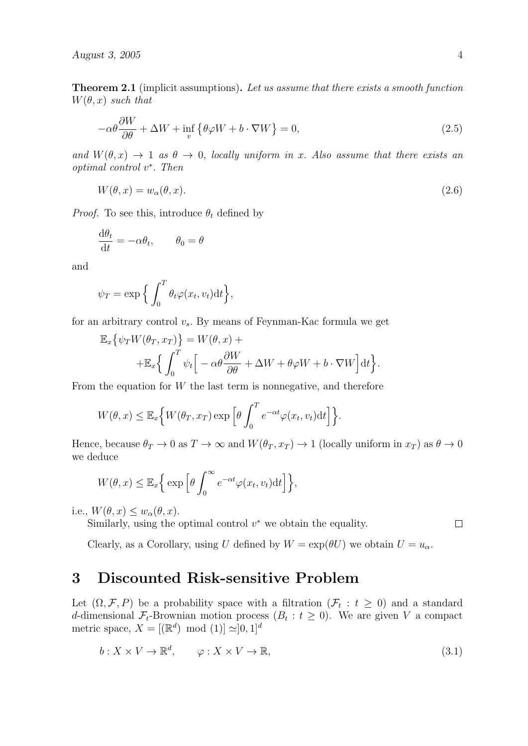**Theorem 2.1** (implicit assumptions)**.** *Let us assume that there exists a smooth function $W(\theta, x)$ such that*

$$-\alpha\theta \frac{\partial W}{\partial \theta} + \Delta W + \inf_v \big\{ \theta\varphi W + b \cdot \nabla W \big\} = 0, \tag{2.5}$$

*and $W(\theta, x) \to 1$ as $\theta \to 0$, locally uniform in $x$. Also assume that there exists an optimal control $v^*$. Then*

$$W(\theta, x) = w_\alpha(\theta, x). \tag{2.6}$$

*Proof.* To see this, introduce $\theta_t$ defined by

$$\frac{\mathrm{d}\theta_t}{\mathrm{d}t} = -\alpha\theta_t, \qquad \theta_0 = \theta$$

and

$$\psi_T = \exp\Big\{ \int_0^T \theta_t \varphi(x_t, v_t)\mathrm{d}t \Big\},$$

for an arbitrary control $v_s$. By means of Feynman-Kac formula we get

$$\begin{aligned} \mathbb{E}_x\big\{ \psi_T W(\theta_T, x_T) \big\} &= W(\theta, x) + \\ &+ \mathbb{E}_x \Big\{ \int_0^T \psi_t \Big[ -\alpha\theta \frac{\partial W}{\partial \theta} + \Delta W + \theta\varphi W + b \cdot \nabla W \Big] \mathrm{d}t \Big\}. \end{aligned}$$

From the equation for $W$ the last term is nonnegative, and therefore

$$W(\theta, x) \le \mathbb{E}_x \Big\{ W(\theta_T, x_T) \exp\Big[ \theta \int_0^T e^{-\alpha t} \varphi(x_t, v_t) \mathrm{d}t \Big] \Big\}.$$

Hence, because $\theta_T \to 0$ as $T \to \infty$ and $W(\theta_T, x_T) \to 1$ (locally uniform in $x_T$) as $\theta \to 0$ we deduce

$$W(\theta, x) \le \mathbb{E}_x \Big\{ \exp\Big[ \theta \int_0^\infty e^{-\alpha t} \varphi(x_t, v_t) \mathrm{d}t \Big] \Big\},$$

i.e., $W(\theta, x) \le w_\alpha(\theta, x)$.

Similarly, using the optimal control $v^*$ we obtain the equality. $\square$

Clearly, as a Corollary, using $U$ defined by $W = \exp(\theta U)$ we obtain $U = u_\alpha$.

# 3 Discounted Risk-sensitive Problem

Let $(\Omega, \mathcal{F}, P)$ be a probability space with a filtration $(\mathcal{F}_t : t \ge 0)$ and a standard $d$-dimensional $\mathcal{F}_t$-Brownian motion process $(B_t : t \ge 0)$. We are given $V$ a compact metric space, $X = [(\mathbb{R}^d) \mod (1)] \simeq ]0, 1]^d$

$$b : X \times V \to \mathbb{R}^d, \qquad \varphi : X \times V \to \mathbb{R}, \tag{3.1}$$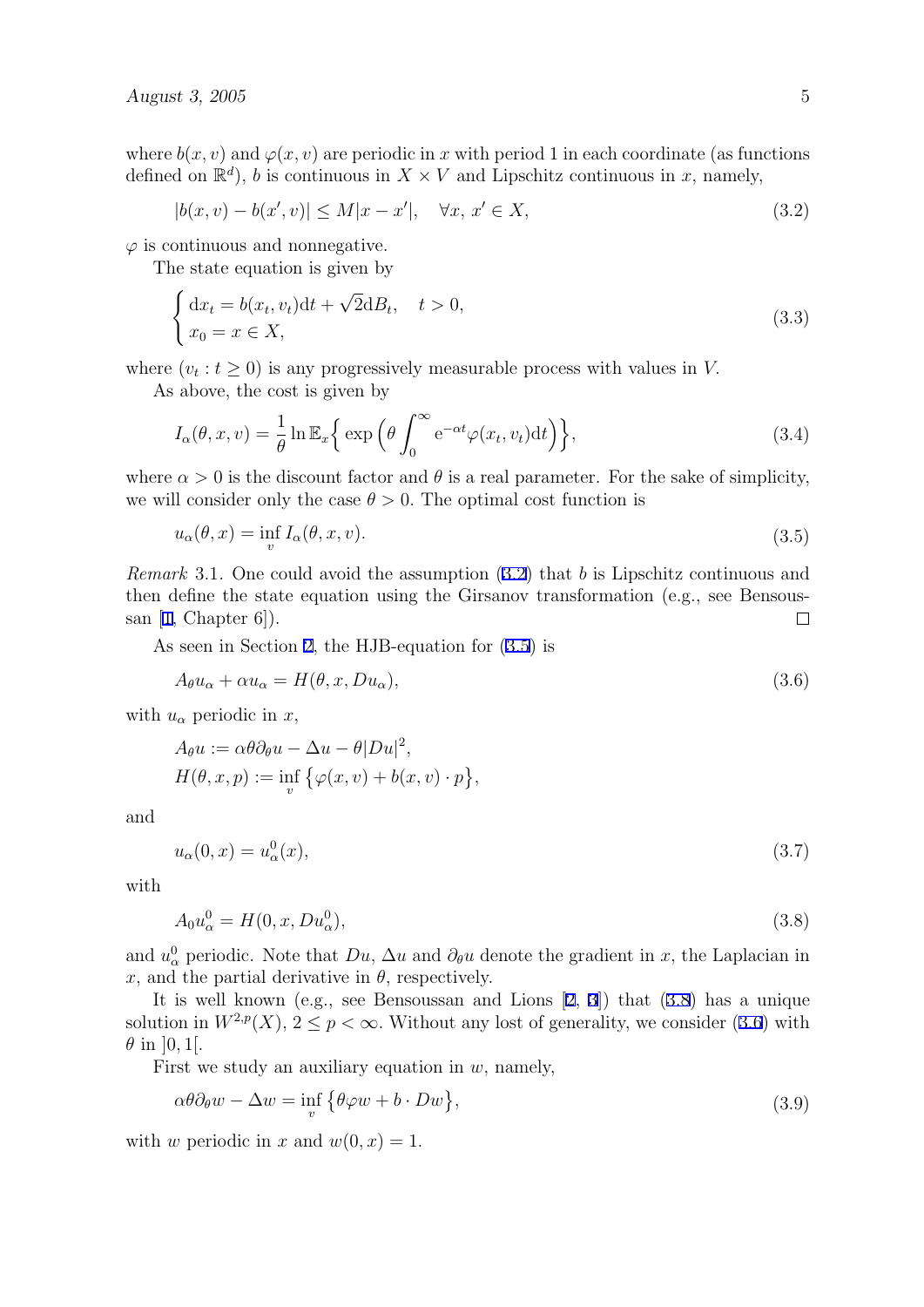where $b(x, v)$ and $\varphi(x, v)$ are periodic in $x$ with period 1 in each coordinate (as functions defined on $\mathbb{R}^d$), $b$ is continuous in $X \times V$ and Lipschitz continuous in $x$, namely,

$$|b(x, v) - b(x', v)| \leq M|x - x'|, \quad \forall x,\, x' \in X, \tag{3.2}$$

$\varphi$ is continuous and nonnegative.

The state equation is given by

$$\begin{cases} \mathrm{d}x_t = b(x_t, v_t)\mathrm{d}t + \sqrt{2}\mathrm{d}B_t, \quad t > 0, \\ x_0 = x \in X, \end{cases} \tag{3.3}$$

where $(v_t : t \geq 0)$ is any progressively measurable process with values in $V$.

As above, the cost is given by

$$I_\alpha(\theta, x, v) = \frac{1}{\theta} \ln \mathbb{E}_x \Big\{ \exp \Big( \theta \int_0^\infty \mathrm{e}^{-\alpha t} \varphi(x_t, v_t) \mathrm{d}t \Big) \Big\}, \tag{3.4}$$

where $\alpha > 0$ is the discount factor and $\theta$ is a real parameter. For the sake of simplicity, we will consider only the case $\theta > 0$. The optimal cost function is

$$u_\alpha(\theta, x) = \inf_v I_\alpha(\theta, x, v). \tag{3.5}$$

*Remark* 3.1. One could avoid the assumption (3.2) that $b$ is Lipschitz continuous and then define the state equation using the Girsanov transformation (e.g., see Bensoussan [1, Chapter 6]). □

As seen in Section 2, the HJB-equation for (3.5) is

$$A_\theta u_\alpha + \alpha u_\alpha = H(\theta, x, Du_\alpha), \tag{3.6}$$

with $u_\alpha$ periodic in $x$,

$$\begin{aligned} &A_\theta u := \alpha\theta\partial_\theta u - \Delta u - \theta|Du|^2, \\ &H(\theta, x, p) := \inf_v \big\{ \varphi(x, v) + b(x, v) \cdot p \big\}, \end{aligned}$$

and

$$u_\alpha(0, x) = u_\alpha^0(x), \tag{3.7}$$

with

$$A_0 u_\alpha^0 = H(0, x, Du_\alpha^0), \tag{3.8}$$

and $u_\alpha^0$ periodic. Note that $Du$, $\Delta u$ and $\partial_\theta u$ denote the gradient in $x$, the Laplacian in $x$, and the partial derivative in $\theta$, respectively.

It is well known (e.g., see Bensoussan and Lions [2, 3]) that (3.8) has a unique solution in $W^{2,p}(X)$, $2 \leq p < \infty$. Without any lost of generality, we consider (3.6) with $\theta$ in $]0, 1[$.

First we study an auxiliary equation in $w$, namely,

$$\alpha\theta\partial_\theta w - \Delta w = \inf_v \big\{ \theta\varphi w + b \cdot Dw \big\}, \tag{3.9}$$

with $w$ periodic in $x$ and $w(0, x) = 1$.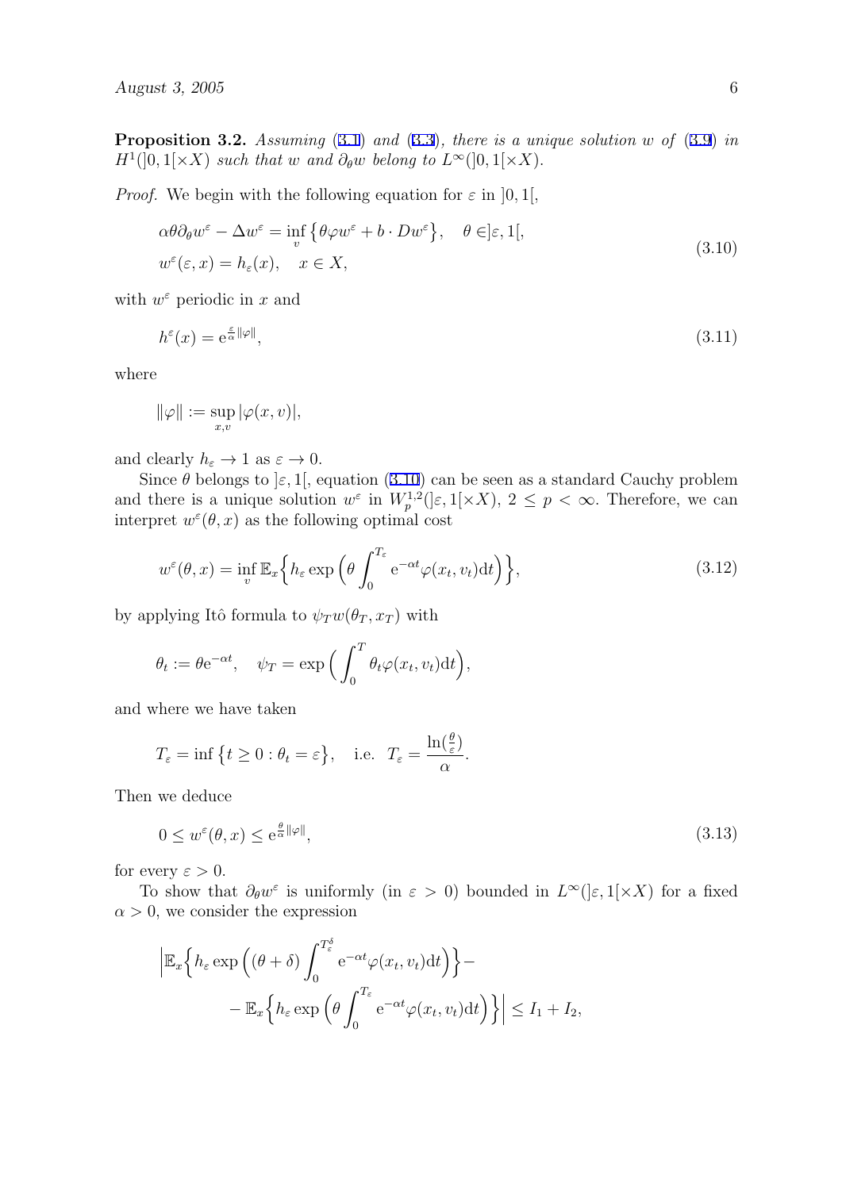**Proposition 3.2.** *Assuming* (3.1) *and* (3.3)*, there is a unique solution* $w$ *of* (3.9) *in* $H^1(]0,1[\times X)$ *such that* $w$ *and* $\partial_\theta w$ *belong to* $L^\infty(]0,1[\times X)$.

*Proof.* We begin with the following equation for $\varepsilon$ in $]0,1[$,

$$
\begin{aligned}
&\alpha\theta\partial_\theta w^\varepsilon - \Delta w^\varepsilon = \inf_v \big\{\theta\varphi w^\varepsilon + b\cdot Dw^\varepsilon\big\}, \quad \theta \in ]\varepsilon,1[,\\
&w^\varepsilon(\varepsilon,x) = h_\varepsilon(x), \quad x\in X,
\end{aligned}
\tag{3.10}
$$

with $w^\varepsilon$ periodic in $x$ and

$$
h^\varepsilon(x) = \mathrm{e}^{\frac{\varepsilon}{\alpha}\|\varphi\|}, \tag{3.11}
$$

where

$$
\|\varphi\| := \sup_{x,v}|\varphi(x,v)|,
$$

and clearly $h_\varepsilon \to 1$ as $\varepsilon\to 0$.

Since $\theta$ belongs to $]\varepsilon,1[$, equation (3.10) can be seen as a standard Cauchy problem and there is a unique solution $w^\varepsilon$ in $W^{1,2}_p(]\varepsilon,1[\times X)$, $2\le p<\infty$. Therefore, we can interpret $w^\varepsilon(\theta,x)$ as the following optimal cost

$$
w^\varepsilon(\theta,x) = \inf_v \mathbb{E}_x\Big\{h_\varepsilon \exp\Big(\theta\int_0^{T_\varepsilon} \mathrm{e}^{-\alpha t}\varphi(x_t,v_t)\mathrm{d}t\Big)\Big\}, \tag{3.12}
$$

by applying Itô formula to $\psi_T w(\theta_T,x_T)$ with

$$
\theta_t := \theta\mathrm{e}^{-\alpha t}, \quad \psi_T = \exp\Big(\int_0^T \theta_t\varphi(x_t,v_t)\mathrm{d}t\Big),
$$

and where we have taken

$$
T_\varepsilon = \inf\big\{t\ge 0 : \theta_t = \varepsilon\big\}, \quad \text{i.e. } T_\varepsilon = \frac{\ln(\frac{\theta}{\varepsilon})}{\alpha}.
$$

Then we deduce

$$
0 \le w^\varepsilon(\theta,x) \le \mathrm{e}^{\frac{\theta}{\alpha}\|\varphi\|}, \tag{3.13}
$$

for every $\varepsilon>0$.

To show that $\partial_\theta w^\varepsilon$ is uniformly (in $\varepsilon>0$) bounded in $L^\infty(]\varepsilon,1[\times X)$ for a fixed $\alpha>0$, we consider the expression

$$
\begin{aligned}
\Big|\mathbb{E}_x\Big\{h_\varepsilon \exp\Big((\theta+\delta)\int_0^{T_\varepsilon^\delta} \mathrm{e}^{-\alpha t}\varphi(x_t,v_t)\mathrm{d}t\Big)\Big\} - \\
- \mathbb{E}_x\Big\{h_\varepsilon \exp\Big(\theta\int_0^{T_\varepsilon} \mathrm{e}^{-\alpha t}\varphi(x_t,v_t)\mathrm{d}t\Big)\Big\}\Big| \le I_1 + I_2,
\end{aligned}
$$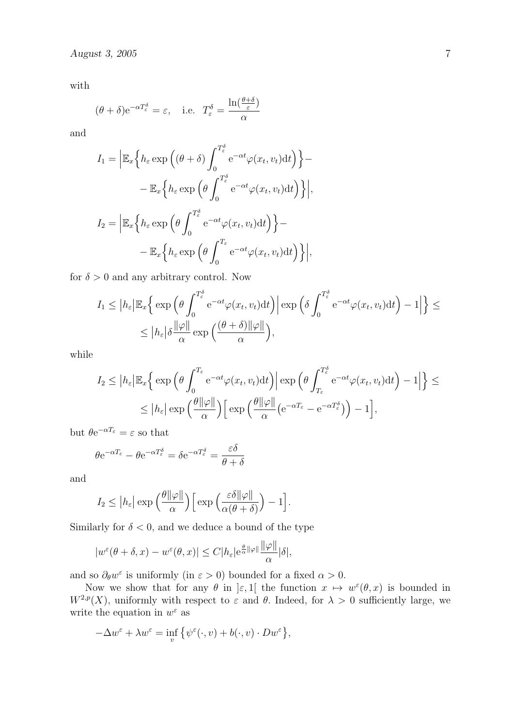with

$$(\theta+\delta)\mathrm{e}^{-\alpha T_\varepsilon^\delta} = \varepsilon, \quad \text{i.e. } \; T_\varepsilon^\delta = \frac{\ln(\frac{\theta+\delta}{\varepsilon})}{\alpha}$$

and

$$I_1 = \Big| \mathbb{E}_x \Big\{ h_\varepsilon \exp\Big( (\theta+\delta) \int_0^{T_\varepsilon^\delta} \mathrm{e}^{-\alpha t} \varphi(x_t, v_t) \mathrm{d}t \Big) \Big\} - \\ - \mathbb{E}_x \Big\{ h_\varepsilon \exp\Big( \theta \int_0^{T_\varepsilon^\delta} \mathrm{e}^{-\alpha t} \varphi(x_t, v_t) \mathrm{d}t \Big) \Big\} \Big|,$$

$$I_2 = \Big| \mathbb{E}_x \Big\{ h_\varepsilon \exp\Big( \theta \int_0^{T_\varepsilon^\delta} \mathrm{e}^{-\alpha t} \varphi(x_t, v_t) \mathrm{d}t \Big) \Big\} - \\ - \mathbb{E}_x \Big\{ h_\varepsilon \exp\Big( \theta \int_0^{T_\varepsilon} \mathrm{e}^{-\alpha t} \varphi(x_t, v_t) \mathrm{d}t \Big) \Big\} \Big|,$$

for $\delta > 0$ and any arbitrary control. Now

$$I_1 \leq \big| h_\varepsilon \big| \mathbb{E}_x \Big\{ \exp\Big( \theta \int_0^{T_\varepsilon^\delta} \mathrm{e}^{-\alpha t} \varphi(x_t, v_t) \mathrm{d}t \Big) \Big| \exp\Big( \delta \int_0^{T_\varepsilon^\delta} \mathrm{e}^{-\alpha t} \varphi(x_t, v_t) \mathrm{d}t \Big) - 1 \Big| \Big\} \leq \\ \leq \big| h_\varepsilon \big| \delta \frac{\|\varphi\|}{\alpha} \exp\Big( \frac{(\theta+\delta)\|\varphi\|}{\alpha} \Big),$$

while

$$I_2 \leq \big| h_\varepsilon \big| \mathbb{E}_x \Big\{ \exp\Big( \theta \int_0^{T_\varepsilon} \mathrm{e}^{-\alpha t} \varphi(x_t, v_t) \mathrm{d}t \Big) \Big| \exp\Big( \theta \int_{T_\varepsilon}^{T_\varepsilon^\delta} \mathrm{e}^{-\alpha t} \varphi(x_t, v_t) \mathrm{d}t \Big) - 1 \Big| \Big\} \leq \\ \leq \big| h_\varepsilon \big| \exp\Big( \frac{\theta \|\varphi\|}{\alpha} \Big) \Big[ \exp\Big( \frac{\theta \|\varphi\|}{\alpha} \big( \mathrm{e}^{-\alpha T_\varepsilon} - \mathrm{e}^{-\alpha T_\varepsilon^\delta} \big) \Big) - 1 \Big],$$

but $\theta \mathrm{e}^{-\alpha T_\varepsilon} = \varepsilon$ so that

$$\theta \mathrm{e}^{-\alpha T_\varepsilon} - \theta \mathrm{e}^{-\alpha T_\varepsilon^\delta} = \delta \mathrm{e}^{-\alpha T_\varepsilon^\delta} = \frac{\varepsilon \delta}{\theta + \delta}$$

and

$$I_2 \leq \big| h_\varepsilon \big| \exp\Big( \frac{\theta \|\varphi\|}{\alpha} \Big) \Big[ \exp\Big( \frac{\varepsilon \delta \|\varphi\|}{\alpha(\theta+\delta)} \Big) - 1 \Big].$$

Similarly for $\delta < 0$, and we deduce a bound of the type

$$|w^\varepsilon(\theta+\delta, x) - w^\varepsilon(\theta, x)| \leq C |h_\varepsilon| \mathrm{e}^{\frac{\theta}{\alpha}\|\varphi\|} \frac{\|\varphi\|}{\alpha} |\delta|,$$

and so $\partial_\theta w^\varepsilon$ is uniformly (in $\varepsilon > 0$) bounded for a fixed $\alpha > 0$.

Now we show that for any $\theta$ in $]\varepsilon, 1[$ the function $x \mapsto w^\varepsilon(\theta, x)$ is bounded in $W^{2,p}(X)$, uniformly with respect to $\varepsilon$ and $\theta$. Indeed, for $\lambda > 0$ sufficiently large, we write the equation in $w^\varepsilon$ as

$$-\Delta w^\varepsilon + \lambda w^\varepsilon = \inf_v \big\{ \psi^\varepsilon(\cdot, v) + b(\cdot, v) \cdot D w^\varepsilon \big\},$$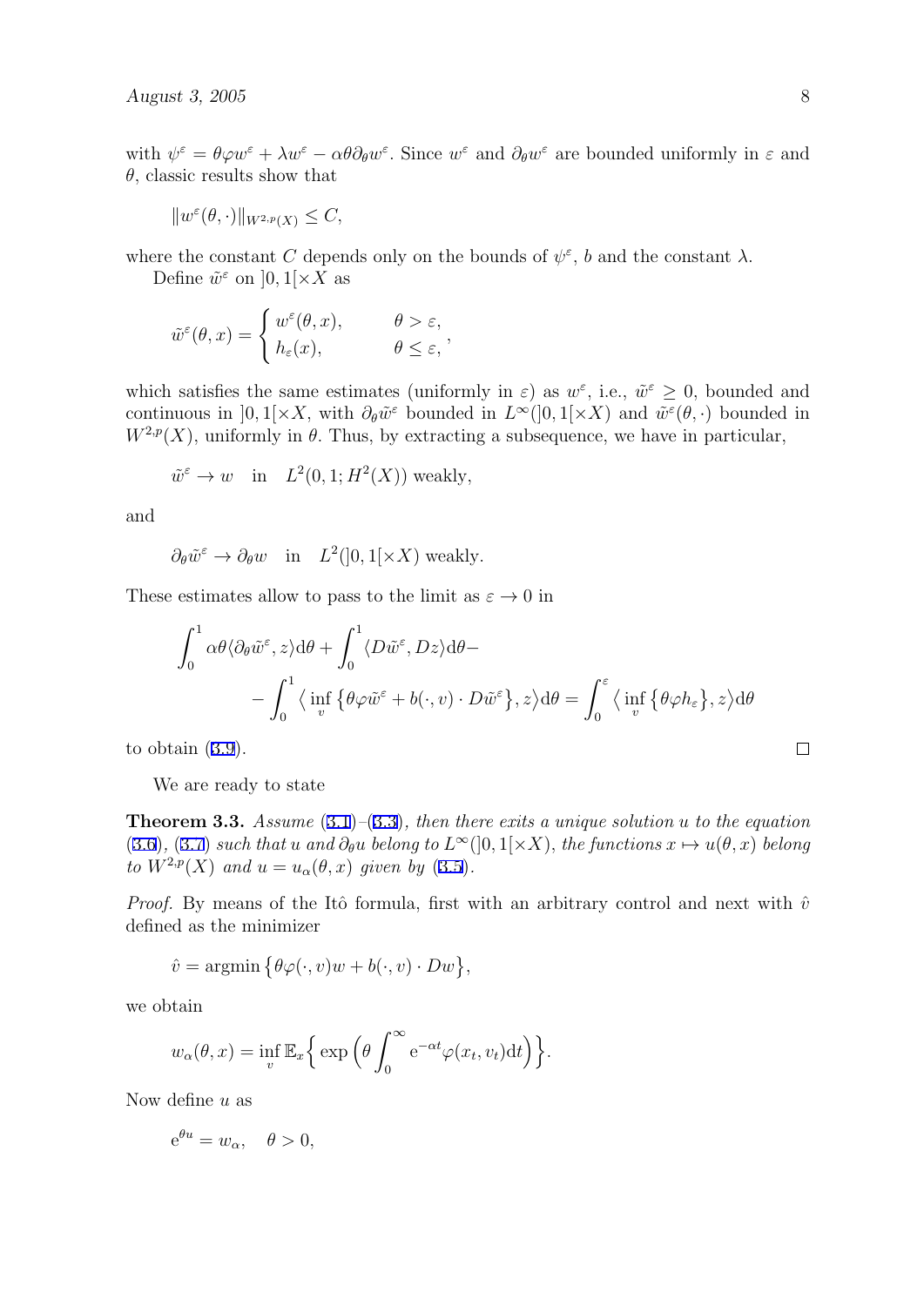with $\psi^\varepsilon = \theta\varphi w^\varepsilon + \lambda w^\varepsilon - \alpha\theta\partial_\theta w^\varepsilon$. Since $w^\varepsilon$ and $\partial_\theta w^\varepsilon$ are bounded uniformly in $\varepsilon$ and $\theta$, classic results show that

$$\|w^\varepsilon(\theta,\cdot)\|_{W^{2,p}(X)} \le C,$$

where the constant $C$ depends only on the bounds of $\psi^\varepsilon$, $b$ and the constant $\lambda$.

Define $\tilde w^\varepsilon$ on $]0,1[\times X$ as

$$\tilde w^\varepsilon(\theta,x) = \begin{cases} w^\varepsilon(\theta,x), & \theta > \varepsilon, \\ h_\varepsilon(x), & \theta \le \varepsilon, \end{cases},$$

which satisfies the same estimates (uniformly in $\varepsilon$) as $w^\varepsilon$, i.e., $\tilde w^\varepsilon \ge 0$, bounded and continuous in $]0,1[\times X$, with $\partial_\theta \tilde w^\varepsilon$ bounded in $L^\infty(]0,1[\times X)$ and $\tilde w^\varepsilon(\theta,\cdot)$ bounded in $W^{2,p}(X)$, uniformly in $\theta$. Thus, by extracting a subsequence, we have in particular,

$$\tilde w^\varepsilon \to w \quad \text{in} \quad L^2(0,1;H^2(X)) \text{ weakly},$$

and

$$\partial_\theta \tilde w^\varepsilon \to \partial_\theta w \quad \text{in} \quad L^2(]0,1[\times X) \text{ weakly}.$$

These estimates allow to pass to the limit as $\varepsilon \to 0$ in

$$\int_0^1 \alpha\theta\langle \partial_\theta \tilde w^\varepsilon, z\rangle \mathrm{d}\theta + \int_0^1 \langle D\tilde w^\varepsilon, Dz\rangle \mathrm{d}\theta - \\ - \int_0^1 \big\langle \inf_v \big\{\theta\varphi\tilde w^\varepsilon + b(\cdot,v)\cdot D\tilde w^\varepsilon\big\}, z\big\rangle \mathrm{d}\theta = \int_0^\varepsilon \big\langle \inf_v \big\{\theta\varphi h_\varepsilon\big\}, z\big\rangle \mathrm{d}\theta$$

to obtain (3.9). □

We are ready to state

**Theorem 3.3.** *Assume (3.1)–(3.3), then there exits a unique solution $u$ to the equation (3.6), (3.7) such that $u$ and $\partial_\theta u$ belong to $L^\infty(]0,1[\times X)$, the functions $x \mapsto u(\theta,x)$ belong to $W^{2,p}(X)$ and $u = u_\alpha(\theta,x)$ given by (3.5).*

*Proof.* By means of the Itô formula, first with an arbitrary control and next with $\hat v$ defined as the minimizer

$$\hat v = \operatorname{argmin}\big\{\theta\varphi(\cdot,v)w + b(\cdot,v)\cdot Dw\big\},$$

we obtain

$$w_\alpha(\theta,x) = \inf_v \mathbb{E}_x\Big\{\exp\Big(\theta\int_0^\infty \mathrm{e}^{-\alpha t}\varphi(x_t,v_t)\mathrm{d}t\Big)\Big\}.$$

Now define $u$ as

$$\mathrm{e}^{\theta u} = w_\alpha, \quad \theta > 0,$$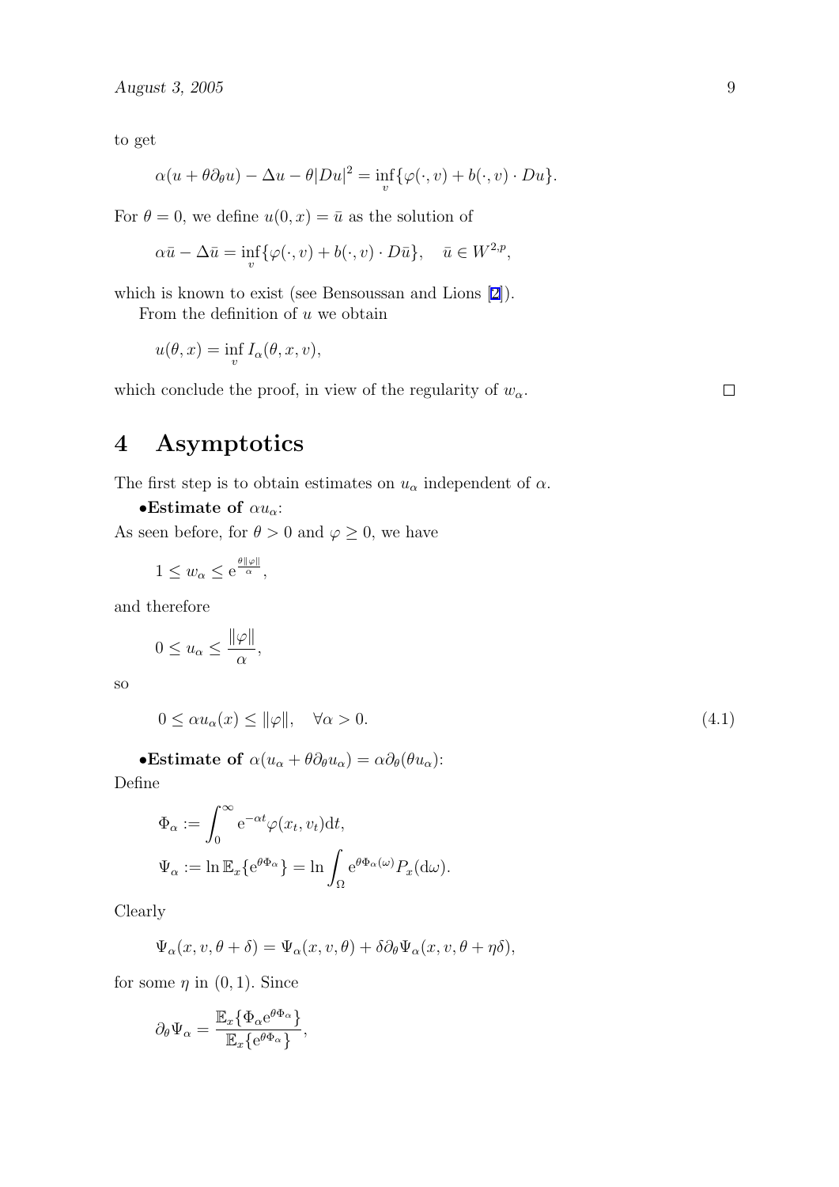to get

$$\alpha(u + \theta\partial_\theta u) - \Delta u - \theta|Du|^2 = \inf_v\{\varphi(\cdot, v) + b(\cdot, v) \cdot Du\}.$$

For $\theta = 0$, we define $u(0, x) = \bar{u}$ as the solution of

$$\alpha\bar{u} - \Delta\bar{u} = \inf_v\{\varphi(\cdot, v) + b(\cdot, v) \cdot D\bar{u}\}, \quad \bar{u} \in W^{2,p},$$

which is known to exist (see Bensoussan and Lions [2]).

From the definition of $u$ we obtain

$$u(\theta, x) = \inf_v I_\alpha(\theta, x, v),$$

which conclude the proof, in view of the regularity of $w_\alpha$. □

# 4 Asymptotics

The first step is to obtain estimates on $u_\alpha$ independent of $\alpha$.

•**Estimate of** $\alpha u_\alpha$:
As seen before, for $\theta > 0$ and $\varphi \geq 0$, we have

$$1 \leq w_\alpha \leq e^{\frac{\theta\|\varphi\|}{\alpha}},$$

and therefore

$$0 \leq u_\alpha \leq \frac{\|\varphi\|}{\alpha},$$

so

$$0 \leq \alpha u_\alpha(x) \leq \|\varphi\|, \quad \forall \alpha > 0. \tag{4.1}$$

•**Estimate of** $\alpha(u_\alpha + \theta\partial_\theta u_\alpha) = \alpha\partial_\theta(\theta u_\alpha)$:
Define

$$\Phi_\alpha := \int_0^\infty e^{-\alpha t}\varphi(x_t, v_t)dt,$$

$$\Psi_\alpha := \ln \mathbb{E}_x\{e^{\theta\Phi_\alpha}\} = \ln \int_\Omega e^{\theta\Phi_\alpha(\omega)}P_x(d\omega).$$

Clearly

$$\Psi_\alpha(x, v, \theta + \delta) = \Psi_\alpha(x, v, \theta) + \delta\partial_\theta\Psi_\alpha(x, v, \theta + \eta\delta),$$

for some $\eta$ in $(0, 1)$. Since

$$\partial_\theta\Psi_\alpha = \frac{\mathbb{E}_x\{\Phi_\alpha e^{\theta\Phi_\alpha}\}}{\mathbb{E}_x\{e^{\theta\Phi_\alpha}\}},$$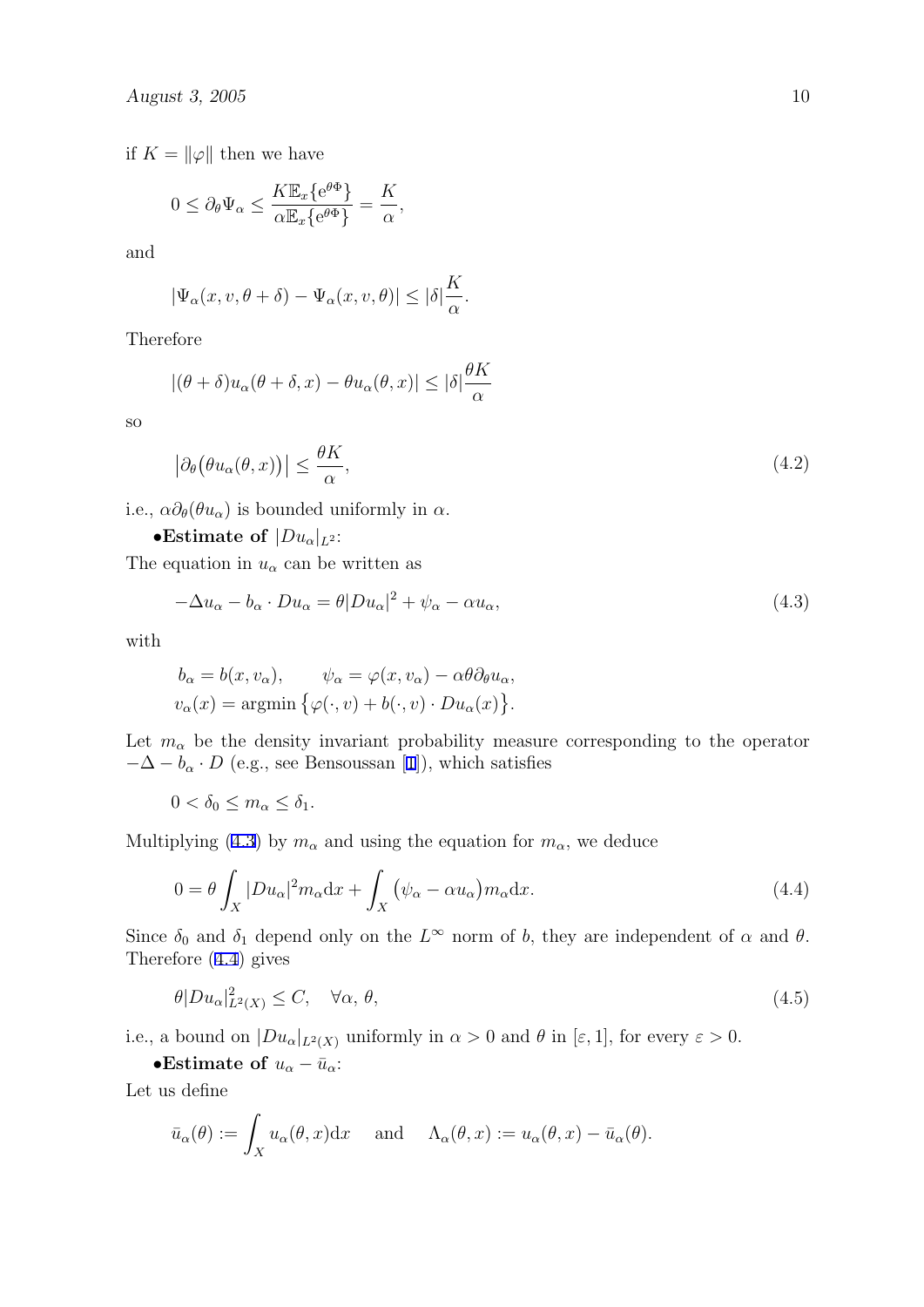if $K = \|\varphi\|$ then we have

$$0 \le \partial_\theta \Psi_\alpha \le \frac{K \mathbb{E}_x\{e^{\theta\Phi}\}}{\alpha \mathbb{E}_x\{e^{\theta\Phi}\}} = \frac{K}{\alpha},$$

and

$$|\Psi_\alpha(x, v, \theta + \delta) - \Psi_\alpha(x, v, \theta)| \le |\delta| \frac{K}{\alpha}.$$

Therefore

$$|(\theta + \delta) u_\alpha(\theta + \delta, x) - \theta u_\alpha(\theta, x)| \le |\delta| \frac{\theta K}{\alpha}$$

so

$$\left|\partial_\theta\big(\theta u_\alpha(\theta, x)\big)\right| \le \frac{\theta K}{\alpha}, \tag{4.2}$$

i.e., $\alpha \partial_\theta(\theta u_\alpha)$ is bounded uniformly in $\alpha$.

**•Estimate of** $|Du_\alpha|_{L^2}$:
The equation in $u_\alpha$ can be written as

$$-\Delta u_\alpha - b_\alpha \cdot Du_\alpha = \theta |Du_\alpha|^2 + \psi_\alpha - \alpha u_\alpha, \tag{4.3}$$

with

$$\begin{aligned} &b_\alpha = b(x, v_\alpha), \qquad \psi_\alpha = \varphi(x, v_\alpha) - \alpha\theta\partial_\theta u_\alpha, \\ &v_\alpha(x) = \text{argmin}\,\big\{\varphi(\cdot, v) + b(\cdot, v) \cdot Du_\alpha(x)\big\}. \end{aligned}$$

Let $m_\alpha$ be the density invariant probability measure corresponding to the operator $-\Delta - b_\alpha \cdot D$ (e.g., see Bensoussan [1]), which satisfies

$$0 < \delta_0 \le m_\alpha \le \delta_1.$$

Multiplying (4.3) by $m_\alpha$ and using the equation for $m_\alpha$, we deduce

$$0 = \theta \int_X |Du_\alpha|^2 m_\alpha \mathrm{d}x + \int_X \big(\psi_\alpha - \alpha u_\alpha\big) m_\alpha \mathrm{d}x. \tag{4.4}$$

Since $\delta_0$ and $\delta_1$ depend only on the $L^\infty$ norm of $b$, they are independent of $\alpha$ and $\theta$. Therefore (4.4) gives

$$\theta |Du_\alpha|^2_{L^2(X)} \le C, \quad \forall \alpha,\ \theta, \tag{4.5}$$

i.e., a bound on $|Du_\alpha|_{L^2(X)}$ uniformly in $\alpha > 0$ and $\theta$ in $[\varepsilon, 1]$, for every $\varepsilon > 0$.

**•Estimate of** $u_\alpha - \bar{u}_\alpha$:
Let us define

$$\bar{u}_\alpha(\theta) := \int_X u_\alpha(\theta, x) \mathrm{d}x \quad \text{ and } \quad \Lambda_\alpha(\theta, x) := u_\alpha(\theta, x) - \bar{u}_\alpha(\theta).$$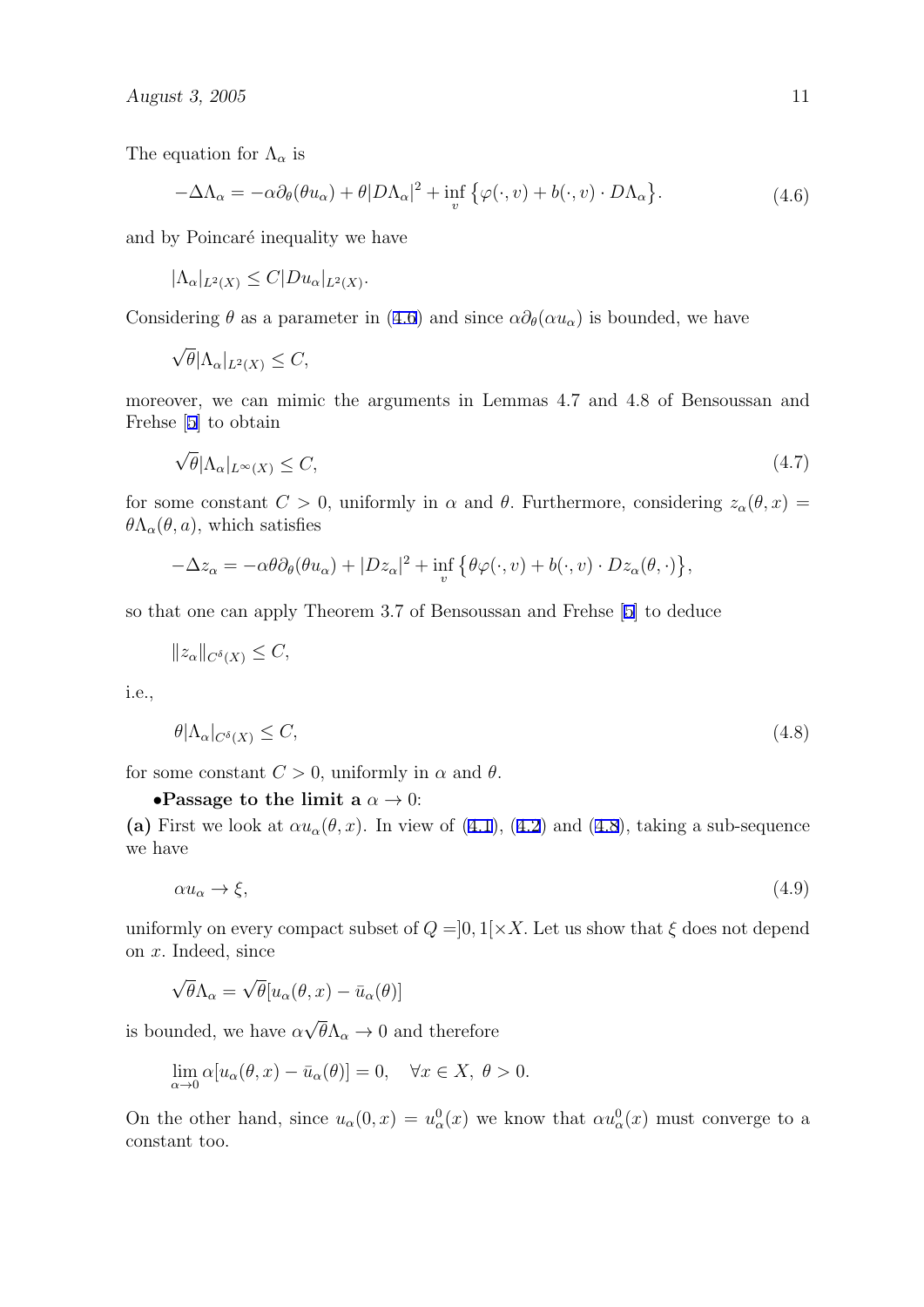The equation for $\Lambda_\alpha$ is

$$-\Delta\Lambda_\alpha = -\alpha\partial_\theta(\theta u_\alpha) + \theta|D\Lambda_\alpha|^2 + \inf_v \{\varphi(\cdot, v) + b(\cdot, v)\cdot D\Lambda_\alpha\}. \tag{4.6}$$

and by Poincaré inequality we have

$$|\Lambda_\alpha|_{L^2(X)} \leq C|Du_\alpha|_{L^2(X)}.$$

Considering $\theta$ as a parameter in (4.6) and since $\alpha\partial_\theta(\alpha u_\alpha)$ is bounded, we have

$$\sqrt{\theta}|\Lambda_\alpha|_{L^2(X)} \leq C,$$

moreover, we can mimic the arguments in Lemmas 4.7 and 4.8 of Bensoussan and Frehse [5] to obtain

$$\sqrt{\theta}|\Lambda_\alpha|_{L^\infty(X)} \leq C, \tag{4.7}$$

for some constant $C > 0$, uniformly in $\alpha$ and $\theta$. Furthermore, considering $z_\alpha(\theta, x) = \theta\Lambda_\alpha(\theta, a)$, which satisfies

$$-\Delta z_\alpha = -\alpha\theta\partial_\theta(\theta u_\alpha) + |Dz_\alpha|^2 + \inf_v \{\theta\varphi(\cdot, v) + b(\cdot, v)\cdot Dz_\alpha(\theta, \cdot)\},$$

so that one can apply Theorem 3.7 of Bensoussan and Frehse [5] to deduce

$$\|z_\alpha\|_{C^\delta(X)} \leq C,$$

i.e.,

$$\theta|\Lambda_\alpha|_{C^\delta(X)} \leq C, \tag{4.8}$$

for some constant $C > 0$, uniformly in $\alpha$ and $\theta$.

•**Passage to the limit a** $\alpha \to 0$:

**(a)** First we look at $\alpha u_\alpha(\theta, x)$. In view of (4.1), (4.2) and (4.8), taking a sub-sequence we have

$$\alpha u_\alpha \to \xi, \tag{4.9}$$

uniformly on every compact subset of $Q = ]0, 1[\times X$. Let us show that $\xi$ does not depend on $x$. Indeed, since

$$\sqrt{\theta}\Lambda_\alpha = \sqrt{\theta}[u_\alpha(\theta, x) - \bar{u}_\alpha(\theta)]$$

is bounded, we have $\alpha\sqrt{\theta}\Lambda_\alpha \to 0$ and therefore

$$\lim_{\alpha\to 0} \alpha[u_\alpha(\theta, x) - \bar{u}_\alpha(\theta)] = 0, \quad \forall x \in X,\ \theta > 0.$$

On the other hand, since $u_\alpha(0, x) = u_\alpha^0(x)$ we know that $\alpha u_\alpha^0(x)$ must converge to a constant too.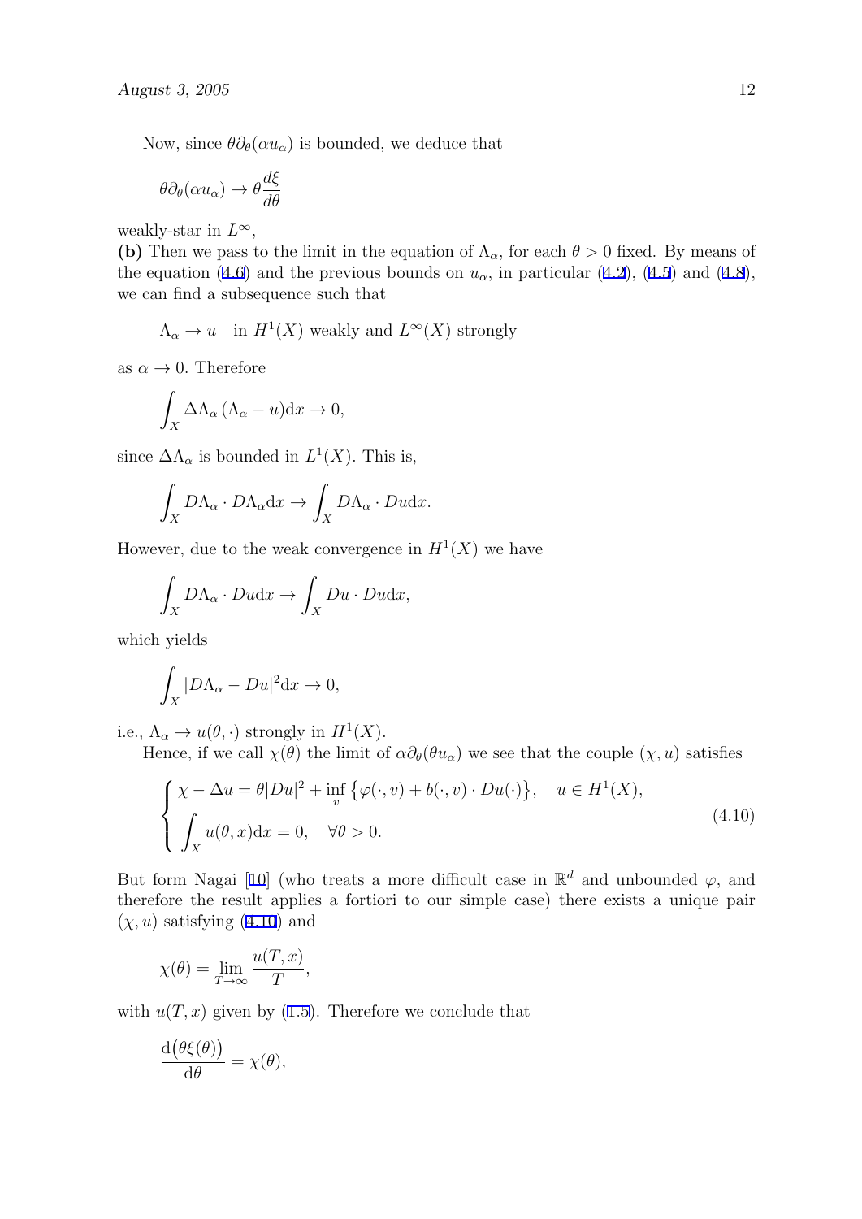Now, since $\theta\partial_\theta(\alpha u_\alpha)$ is bounded, we deduce that

$$\theta\partial_\theta(\alpha u_\alpha) \to \theta\frac{d\xi}{d\theta}$$

weakly-star in $L^\infty$,

**(b)** Then we pass to the limit in the equation of $\Lambda_\alpha$, for each $\theta > 0$ fixed. By means of the equation (4.6) and the previous bounds on $u_\alpha$, in particular (4.2), (4.5) and (4.8), we can find a subsequence such that

$$\Lambda_\alpha \to u \quad \text{in } H^1(X) \text{ weakly and } L^\infty(X) \text{ strongly}$$

as $\alpha \to 0$. Therefore

$$\int_X \Delta\Lambda_\alpha\,(\Lambda_\alpha - u)\mathrm{d}x \to 0,$$

since $\Delta\Lambda_\alpha$ is bounded in $L^1(X)$. This is,

$$\int_X D\Lambda_\alpha \cdot D\Lambda_\alpha \mathrm{d}x \to \int_X D\Lambda_\alpha \cdot Du \mathrm{d}x.$$

However, due to the weak convergence in $H^1(X)$ we have

$$\int_X D\Lambda_\alpha \cdot Du \mathrm{d}x \to \int_X Du \cdot Du \mathrm{d}x,$$

which yields

$$\int_X |D\Lambda_\alpha - Du|^2 \mathrm{d}x \to 0,$$

i.e., $\Lambda_\alpha \to u(\theta,\cdot)$ strongly in $H^1(X)$.

Hence, if we call $\chi(\theta)$ the limit of $\alpha\partial_\theta(\theta u_\alpha)$ we see that the couple $(\chi, u)$ satisfies

$$\begin{cases} \chi - \Delta u = \theta|Du|^2 + \inf_v \left\{\varphi(\cdot, v) + b(\cdot, v)\cdot Du(\cdot)\right\}, \quad u \in H^1(X), \\ \displaystyle\int_X u(\theta, x)\mathrm{d}x = 0, \quad \forall\theta > 0. \end{cases} \tag{4.10}$$

But form Nagai [10] (who treats a more difficult case in $\mathbb{R}^d$ and unbounded $\varphi$, and therefore the result applies a fortiori to our simple case) there exists a unique pair $(\chi, u)$ satisfying (4.10) and

$$\chi(\theta) = \lim_{T\to\infty} \frac{u(T,x)}{T},$$

with $u(T,x)$ given by (1.5). Therefore we conclude that

$$\frac{\mathrm{d}\big(\theta\xi(\theta)\big)}{\mathrm{d}\theta} = \chi(\theta),$$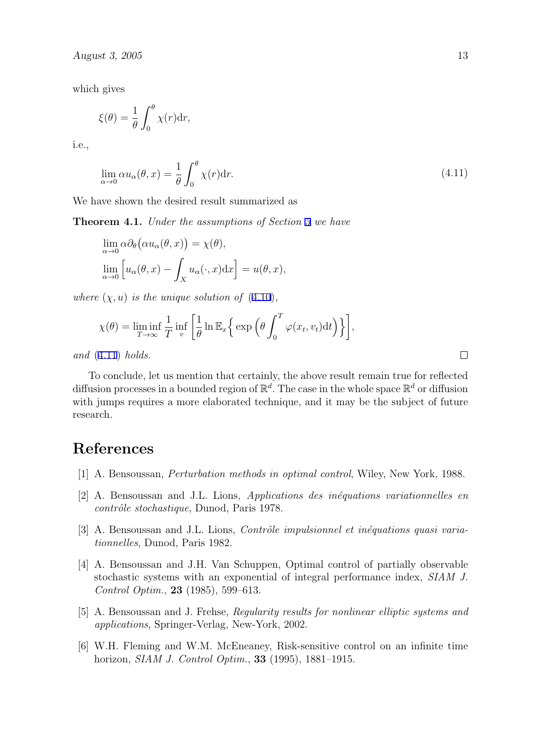which gives

$$\xi(\theta) = \frac{1}{\theta}\int_0^\theta \chi(r)\mathrm{d}r,$$

i.e.,

$$\lim_{\alpha\to 0} \alpha u_\alpha(\theta, x) = \frac{1}{\theta}\int_0^\theta \chi(r)\mathrm{d}r. \tag{4.11}$$

We have shown the desired result summarized as

**Theorem 4.1.** *Under the assumptions of Section 3 we have*

$$\lim_{\alpha\to 0} \alpha\partial_\theta\big(\alpha u_\alpha(\theta, x)\big) = \chi(\theta),$$

$$\lim_{\alpha\to 0} \Big[u_\alpha(\theta, x) - \int_X u_\alpha(\cdot, x)\mathrm{d}x\Big] = u(\theta, x),$$

*where* $(\chi, u)$ *is the unique solution of* (4.10),

$$\chi(\theta) = \liminf_{T\to\infty} \frac{1}{T} \inf_v \left[\frac{1}{\theta} \ln \mathbb{E}_x\Big\{ \exp\Big(\theta \int_0^T \varphi(x_t, v_t)\mathrm{d}t\Big)\Big\}\right],$$

*and* (4.11) *holds.* □

To conclude, let us mention that certainly, the above result remain true for reflected diffusion processes in a bounded region of $\mathbb{R}^d$. The case in the whole space $\mathbb{R}^d$ or diffusion with jumps requires a more elaborated technique, and it may be the subject of future research.

# References

[1] A. Bensoussan, *Perturbation methods in optimal control*, Wiley, New York, 1988.

[2] A. Bensoussan and J.L. Lions, *Applications des inéquations variationnelles en contrôle stochastique*, Dunod, Paris 1978.

[3] A. Bensoussan and J.L. Lions, *Contrôle impulsionnel et inéquations quasi variationnelles*, Dunod, Paris 1982.

[4] A. Bensoussan and J.H. Van Schuppen, Optimal control of partially observable stochastic systems with an exponential of integral performance index, *SIAM J. Control Optim.*, **23** (1985), 599–613.

[5] A. Bensoussan and J. Frehse, *Regularity results for nonlinear elliptic systems and applications*, Springer-Verlag, New-York, 2002.

[6] W.H. Fleming and W.M. McEneaney, Risk-sensitive control on an infinite time horizon, *SIAM J. Control Optim.*, **33** (1995), 1881–1915.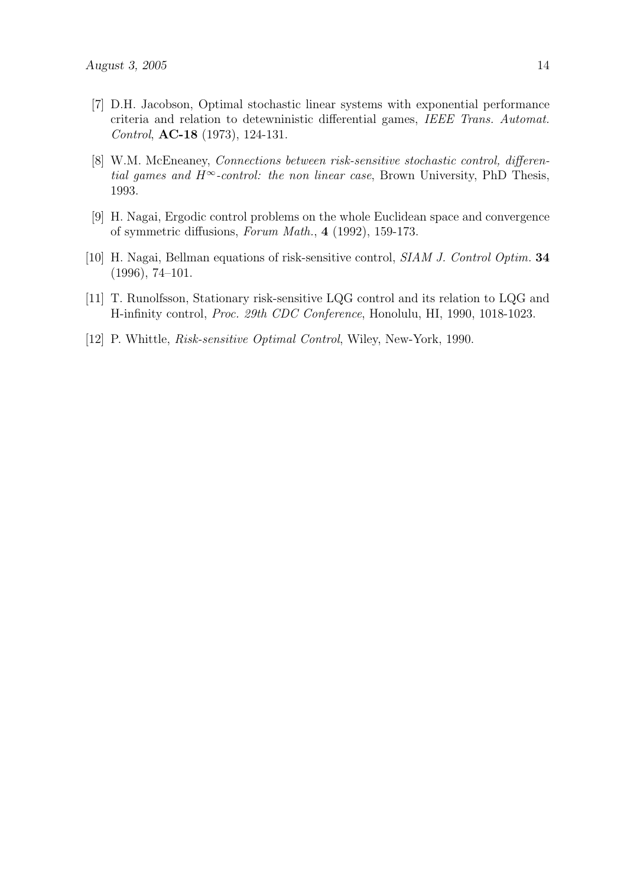[7] D.H. Jacobson, Optimal stochastic linear systems with exponential performance criteria and relation to detewninistic differential games, *IEEE Trans. Automat. Control*, **AC-18** (1973), 124-131.

[8] W.M. McEneaney, *Connections between risk-sensitive stochastic control, differential games and $H^{\infty}$-control: the non linear case*, Brown University, PhD Thesis, 1993.

[9] H. Nagai, Ergodic control problems on the whole Euclidean space and convergence of symmetric diffusions, *Forum Math.*, **4** (1992), 159-173.

[10] H. Nagai, Bellman equations of risk-sensitive control, *SIAM J. Control Optim.* **34** (1996), 74–101.

[11] T. Runolfsson, Stationary risk-sensitive LQG control and its relation to LQG and H-infinity control, *Proc. 29th CDC Conference*, Honolulu, HI, 1990, 1018-1023.

[12] P. Whittle, *Risk-sensitive Optimal Control*, Wiley, New-York, 1990.